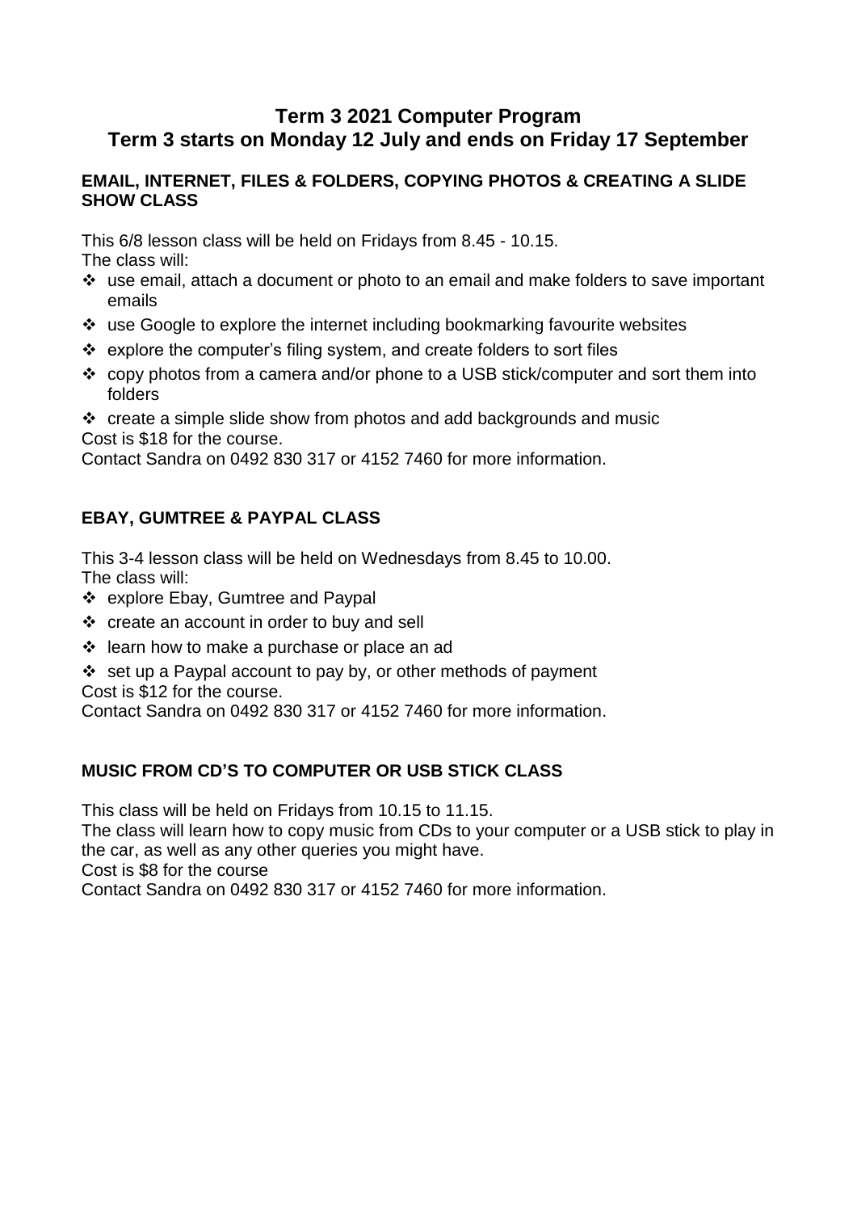# Term 3 2021 Computer Program
# Term 3 starts on Monday 12 July and ends on Friday 17 September

### EMAIL, INTERNET, FILES & FOLDERS, COPYING PHOTOS & CREATING A SLIDE SHOW CLASS

This 6/8 lesson class will be held on Fridays from 8.45 - 10.15.
The class will:

- use email, attach a document or photo to an email and make folders to save important emails
- use Google to explore the internet including bookmarking favourite websites
- explore the computer's filing system, and create folders to sort files
- copy photos from a camera and/or phone to a USB stick/computer and sort them into folders
- create a simple slide show from photos and add backgrounds and music

Cost is $18 for the course.
Contact Sandra on 0492 830 317 or 4152 7460 for more information.

### EBAY, GUMTREE & PAYPAL CLASS

This 3-4 lesson class will be held on Wednesdays from 8.45 to 10.00.
The class will:

- explore Ebay, Gumtree and Paypal
- create an account in order to buy and sell
- learn how to make a purchase or place an ad
- set up a Paypal account to pay by, or other methods of payment

Cost is $12 for the course.
Contact Sandra on 0492 830 317 or 4152 7460 for more information.

### MUSIC FROM CD'S TO COMPUTER OR USB STICK CLASS

This class will be held on Fridays from 10.15 to 11.15.
The class will learn how to copy music from CDs to your computer or a USB stick to play in the car, as well as any other queries you might have.
Cost is $8 for the course
Contact Sandra on 0492 830 317 or 4152 7460 for more information.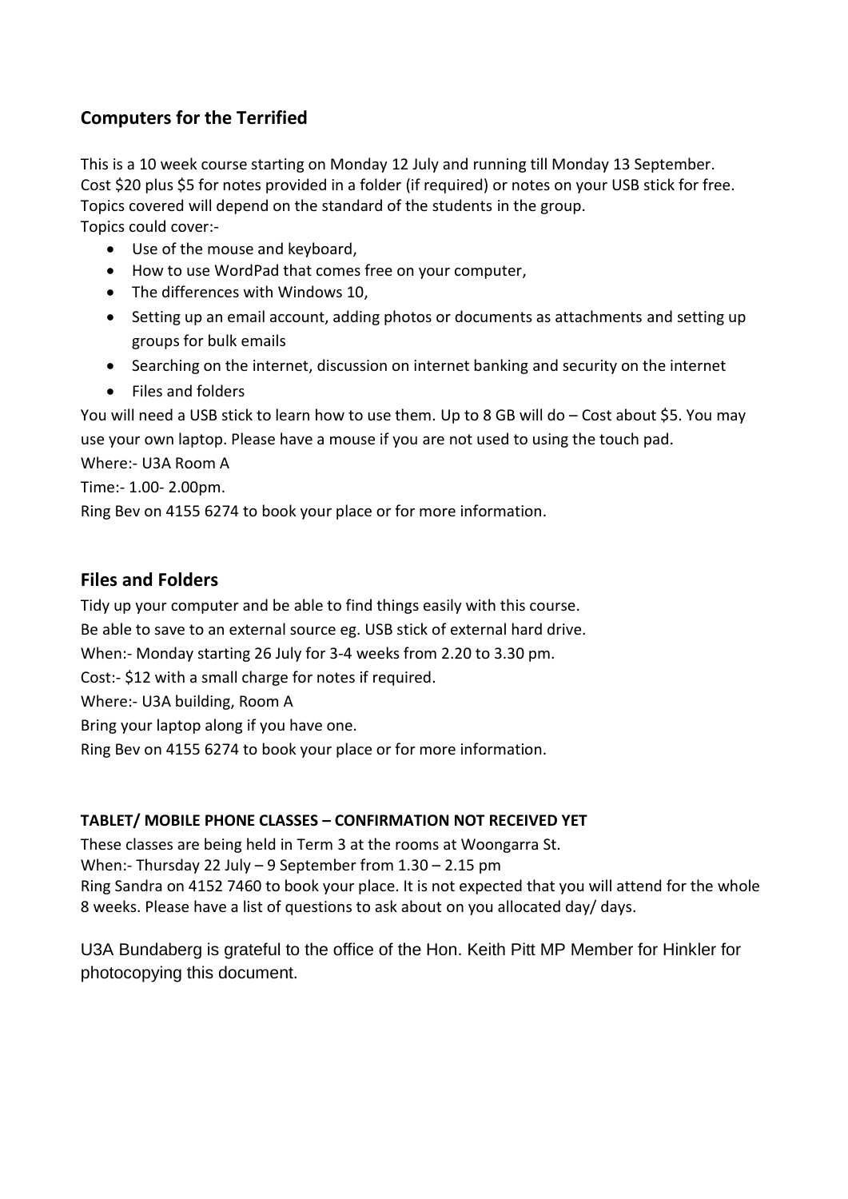## Computers for the Terrified

This is a 10 week course starting on Monday 12 July and running till Monday 13 September.
Cost $20 plus $5 for notes provided in a folder (if required) or notes on your USB stick for free.
Topics covered will depend on the standard of the students in the group.
Topics could cover:-

- Use of the mouse and keyboard,
- How to use WordPad that comes free on your computer,
- The differences with Windows 10,
- Setting up an email account, adding photos or documents as attachments and setting up groups for bulk emails
- Searching on the internet, discussion on internet banking and security on the internet
- Files and folders

You will need a USB stick to learn how to use them. Up to 8 GB will do – Cost about $5. You may use your own laptop. Please have a mouse if you are not used to using the touch pad.

Where:- U3A Room A

Time:- 1.00- 2.00pm.

Ring Bev on 4155 6274 to book your place or for more information.

## Files and Folders

Tidy up your computer and be able to find things easily with this course.

Be able to save to an external source eg. USB stick of external hard drive.

When:- Monday starting 26 July for 3-4 weeks from 2.20 to 3.30 pm.

Cost:- $12 with a small charge for notes if required.

Where:- U3A building, Room A

Bring your laptop along if you have one.

Ring Bev on 4155 6274 to book your place or for more information.

#### TABLET/ MOBILE PHONE CLASSES – CONFIRMATION NOT RECEIVED YET

These classes are being held in Term 3 at the rooms at Woongarra St.
When:- Thursday 22 July – 9 September from 1.30 – 2.15 pm
Ring Sandra on 4152 7460 to book your place. It is not expected that you will attend for the whole 8 weeks. Please have a list of questions to ask about on you allocated day/ days.

U3A Bundaberg is grateful to the office of the Hon. Keith Pitt MP Member for Hinkler for photocopying this document.